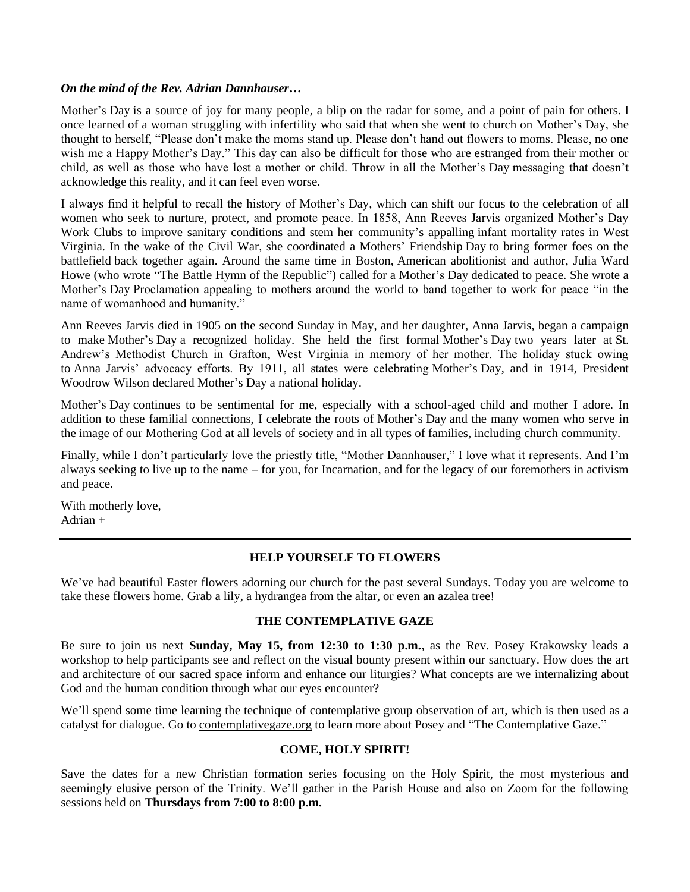***On the mind of the Rev. Adrian Dannhauser…***

Mother's Day is a source of joy for many people, a blip on the radar for some, and a point of pain for others. I once learned of a woman struggling with infertility who said that when she went to church on Mother's Day, she thought to herself, "Please don't make the moms stand up. Please don't hand out flowers to moms. Please, no one wish me a Happy Mother's Day." This day can also be difficult for those who are estranged from their mother or child, as well as those who have lost a mother or child. Throw in all the Mother's Day messaging that doesn't acknowledge this reality, and it can feel even worse.

I always find it helpful to recall the history of Mother's Day, which can shift our focus to the celebration of all women who seek to nurture, protect, and promote peace. In 1858, Ann Reeves Jarvis organized Mother's Day Work Clubs to improve sanitary conditions and stem her community's appalling infant mortality rates in West Virginia. In the wake of the Civil War, she coordinated a Mothers' Friendship Day to bring former foes on the battlefield back together again. Around the same time in Boston, American abolitionist and author, Julia Ward Howe (who wrote "The Battle Hymn of the Republic") called for a Mother's Day dedicated to peace. She wrote a Mother's Day Proclamation appealing to mothers around the world to band together to work for peace "in the name of womanhood and humanity."

Ann Reeves Jarvis died in 1905 on the second Sunday in May, and her daughter, Anna Jarvis, began a campaign to make Mother's Day a recognized holiday. She held the first formal Mother's Day two years later at St. Andrew's Methodist Church in Grafton, West Virginia in memory of her mother. The holiday stuck owing to Anna Jarvis' advocacy efforts. By 1911, all states were celebrating Mother's Day, and in 1914, President Woodrow Wilson declared Mother's Day a national holiday.

Mother's Day continues to be sentimental for me, especially with a school-aged child and mother I adore. In addition to these familial connections, I celebrate the roots of Mother's Day and the many women who serve in the image of our Mothering God at all levels of society and in all types of families, including church community.

Finally, while I don't particularly love the priestly title, "Mother Dannhauser," I love what it represents. And I'm always seeking to live up to the name – for you, for Incarnation, and for the legacy of our foremothers in activism and peace.

With motherly love,
Adrian +

---

## HELP YOURSELF TO FLOWERS

We've had beautiful Easter flowers adorning our church for the past several Sundays. Today you are welcome to take these flowers home. Grab a lily, a hydrangea from the altar, or even an azalea tree!

## THE CONTEMPLATIVE GAZE

Be sure to join us next **Sunday, May 15, from 12:30 to 1:30 p.m.**, as the Rev. Posey Krakowsky leads a workshop to help participants see and reflect on the visual bounty present within our sanctuary. How does the art and architecture of our sacred space inform and enhance our liturgies? What concepts are we internalizing about God and the human condition through what our eyes encounter?

We'll spend some time learning the technique of contemplative group observation of art, which is then used as a catalyst for dialogue. Go to contemplativegaze.org to learn more about Posey and "The Contemplative Gaze."

## COME, HOLY SPIRIT!

Save the dates for a new Christian formation series focusing on the Holy Spirit, the most mysterious and seemingly elusive person of the Trinity. We'll gather in the Parish House and also on Zoom for the following sessions held on **Thursdays from 7:00 to 8:00 p.m.**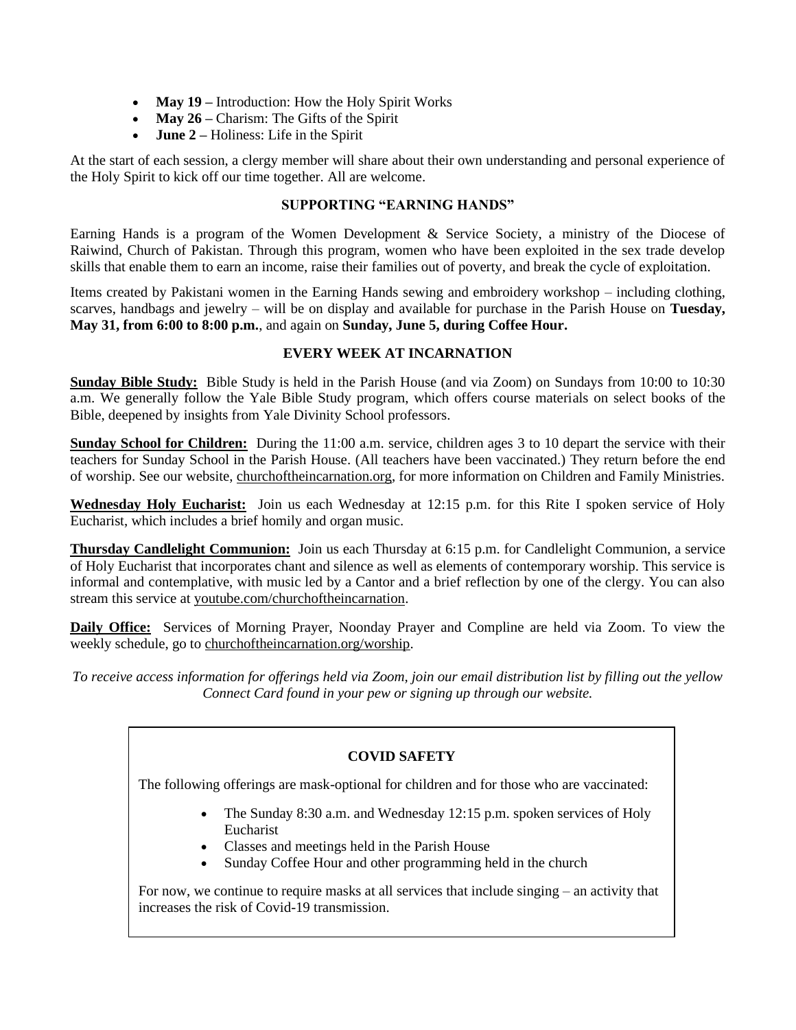- **May 19 –** Introduction: How the Holy Spirit Works
- **May 26 –** Charism: The Gifts of the Spirit
- **June 2 –** Holiness: Life in the Spirit

At the start of each session, a clergy member will share about their own understanding and personal experience of the Holy Spirit to kick off our time together. All are welcome.

### SUPPORTING "EARNING HANDS"

Earning Hands is a program of the Women Development & Service Society, a ministry of the Diocese of Raiwind, Church of Pakistan. Through this program, women who have been exploited in the sex trade develop skills that enable them to earn an income, raise their families out of poverty, and break the cycle of exploitation.

Items created by Pakistani women in the Earning Hands sewing and embroidery workshop – including clothing, scarves, handbags and jewelry – will be on display and available for purchase in the Parish House on **Tuesday, May 31, from 6:00 to 8:00 p.m.**, and again on **Sunday, June 5, during Coffee Hour.**

### EVERY WEEK AT INCARNATION

**Sunday Bible Study:** Bible Study is held in the Parish House (and via Zoom) on Sundays from 10:00 to 10:30 a.m. We generally follow the Yale Bible Study program, which offers course materials on select books of the Bible, deepened by insights from Yale Divinity School professors.

**Sunday School for Children:** During the 11:00 a.m. service, children ages 3 to 10 depart the service with their teachers for Sunday School in the Parish House. (All teachers have been vaccinated.) They return before the end of worship. See our website, churchoftheincarnation.org, for more information on Children and Family Ministries.

**Wednesday Holy Eucharist:** Join us each Wednesday at 12:15 p.m. for this Rite I spoken service of Holy Eucharist, which includes a brief homily and organ music.

**Thursday Candlelight Communion:** Join us each Thursday at 6:15 p.m. for Candlelight Communion, a service of Holy Eucharist that incorporates chant and silence as well as elements of contemporary worship. This service is informal and contemplative, with music led by a Cantor and a brief reflection by one of the clergy. You can also stream this service at youtube.com/churchoftheincarnation.

**Daily Office:** Services of Morning Prayer, Noonday Prayer and Compline are held via Zoom. To view the weekly schedule, go to churchoftheincarnation.org/worship.

*To receive access information for offerings held via Zoom, join our email distribution list by filling out the yellow Connect Card found in your pew or signing up through our website.*

### COVID SAFETY

The following offerings are mask-optional for children and for those who are vaccinated:

- The Sunday 8:30 a.m. and Wednesday 12:15 p.m. spoken services of Holy Eucharist
- Classes and meetings held in the Parish House
- Sunday Coffee Hour and other programming held in the church

For now, we continue to require masks at all services that include singing – an activity that increases the risk of Covid-19 transmission.